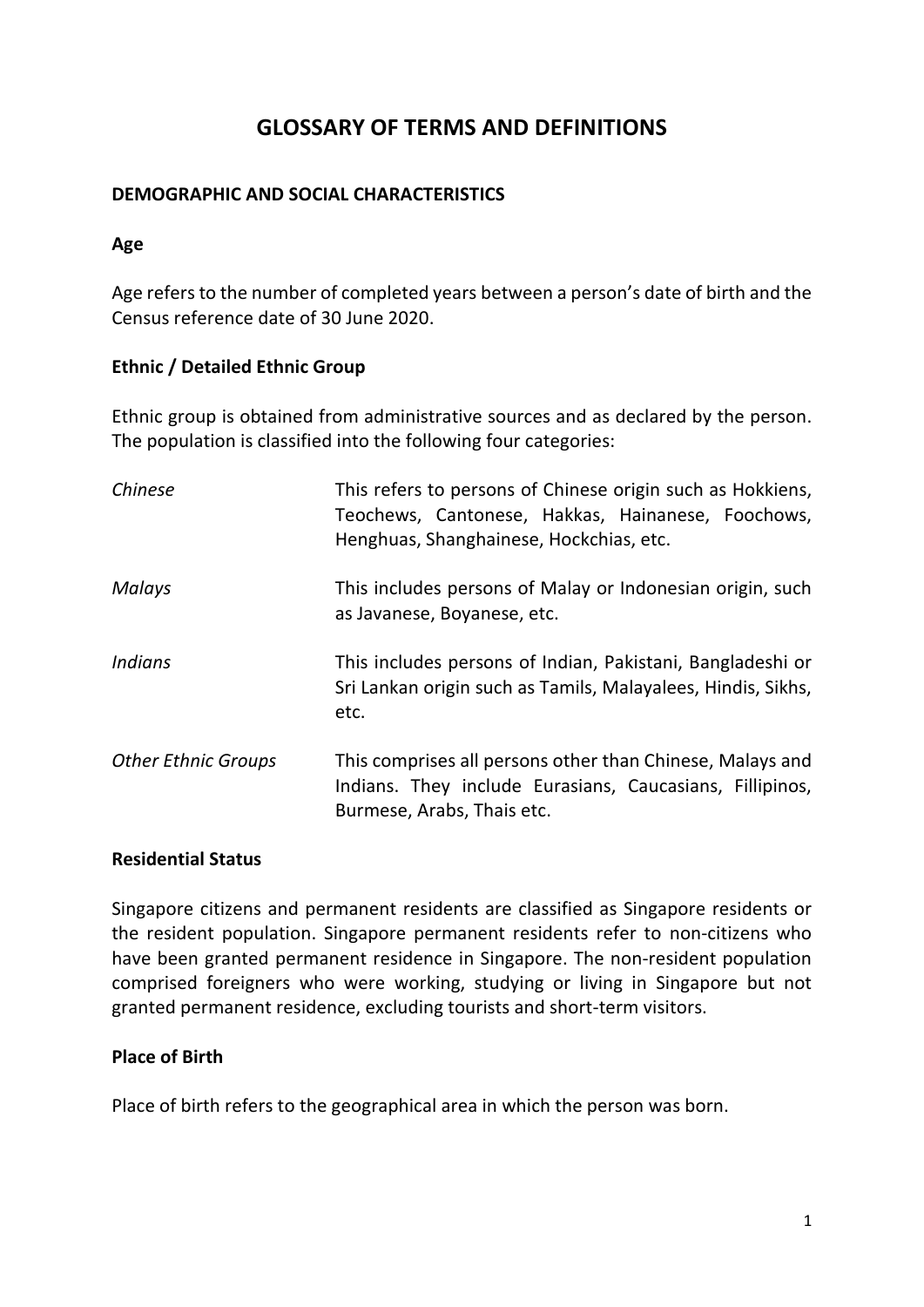# GLOSSARY OF TERMS AND DEFINITIONS

## DEMOGRAPHIC AND SOCIAL CHARACTERISTICS

### Age

Age refers to the number of completed years between a person's date of birth and the Census reference date of 30 June 2020.

### Ethnic / Detailed Ethnic Group

Ethnic group is obtained from administrative sources and as declared by the person. The population is classified into the following four categories:

*Chinese* — This refers to persons of Chinese origin such as Hokkiens, Teochews, Cantonese, Hakkas, Hainanese, Foochows, Henghuas, Shanghainese, Hockchias, etc.

*Malays* — This includes persons of Malay or Indonesian origin, such as Javanese, Boyanese, etc.

*Indians* — This includes persons of Indian, Pakistani, Bangladeshi or Sri Lankan origin such as Tamils, Malayalees, Hindis, Sikhs, etc.

*Other Ethnic Groups* — This comprises all persons other than Chinese, Malays and Indians. They include Eurasians, Caucasians, Fillipinos, Burmese, Arabs, Thais etc.

### Residential Status

Singapore citizens and permanent residents are classified as Singapore residents or the resident population. Singapore permanent residents refer to non-citizens who have been granted permanent residence in Singapore. The non-resident population comprised foreigners who were working, studying or living in Singapore but not granted permanent residence, excluding tourists and short-term visitors.

### Place of Birth

Place of birth refers to the geographical area in which the person was born.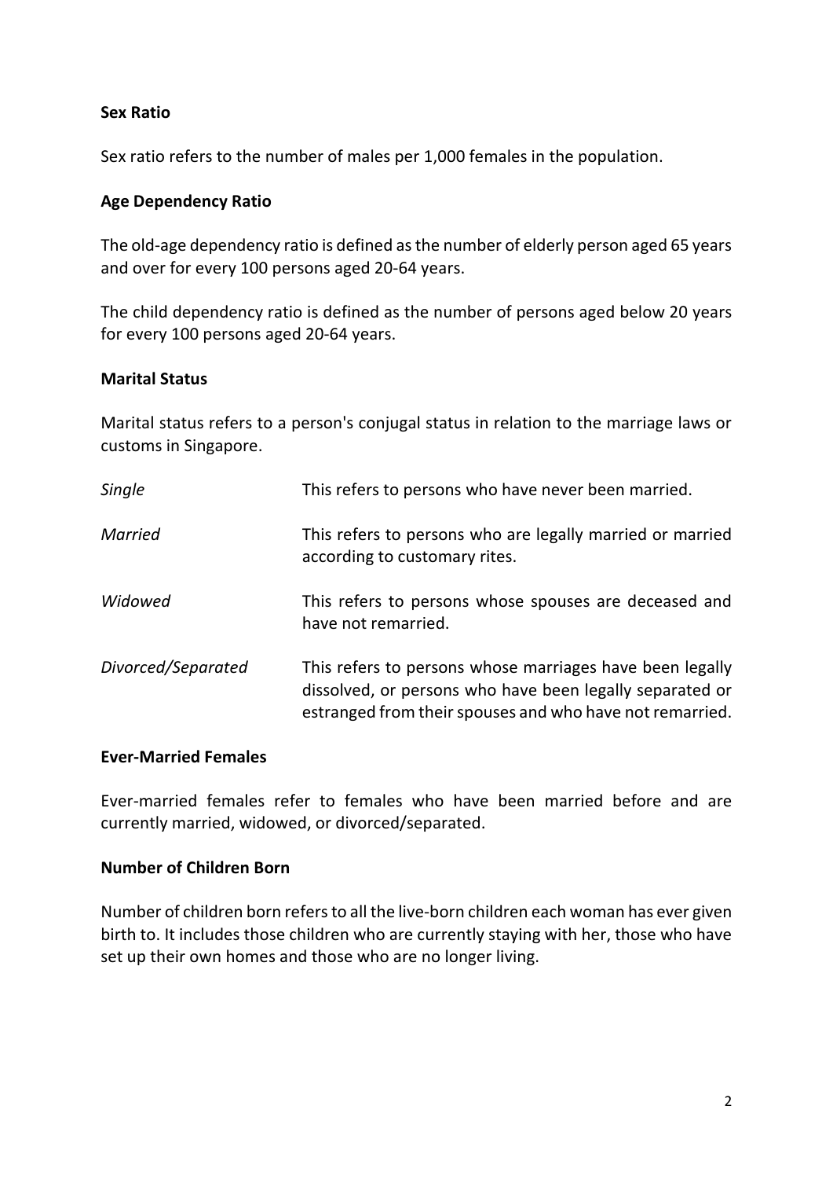**Sex Ratio**

Sex ratio refers to the number of males per 1,000 females in the population.

**Age Dependency Ratio**

The old-age dependency ratio is defined as the number of elderly person aged 65 years and over for every 100 persons aged 20-64 years.

The child dependency ratio is defined as the number of persons aged below 20 years for every 100 persons aged 20-64 years.

**Marital Status**

Marital status refers to a person's conjugal status in relation to the marriage laws or customs in Singapore.

| | |
|---|---|
| *Single* | This refers to persons who have never been married. |
| *Married* | This refers to persons who are legally married or married according to customary rites. |
| *Widowed* | This refers to persons whose spouses are deceased and have not remarried. |
| *Divorced/Separated* | This refers to persons whose marriages have been legally dissolved, or persons who have been legally separated or estranged from their spouses and who have not remarried. |

**Ever-Married Females**

Ever-married females refer to females who have been married before and are currently married, widowed, or divorced/separated.

**Number of Children Born**

Number of children born refers to all the live-born children each woman has ever given birth to. It includes those children who are currently staying with her, those who have set up their own homes and those who are no longer living.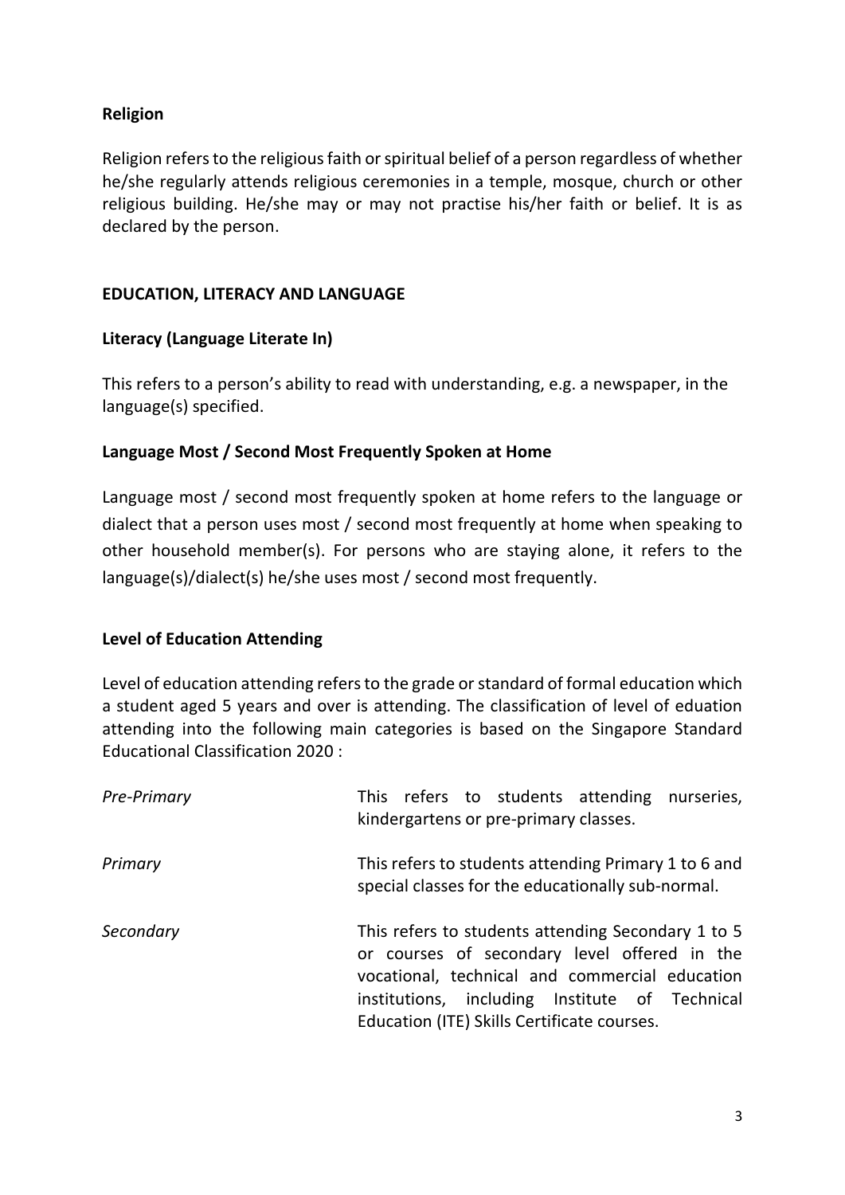### Religion

Religion refers to the religious faith or spiritual belief of a person regardless of whether he/she regularly attends religious ceremonies in a temple, mosque, church or other religious building. He/she may or may not practise his/her faith or belief. It is as declared by the person.

## EDUCATION, LITERACY AND LANGUAGE

### Literacy (Language Literate In)

This refers to a person's ability to read with understanding, e.g. a newspaper, in the language(s) specified.

### Language Most / Second Most Frequently Spoken at Home

Language most / second most frequently spoken at home refers to the language or dialect that a person uses most / second most frequently at home when speaking to other household member(s). For persons who are staying alone, it refers to the language(s)/dialect(s) he/she uses most / second most frequently.

### Level of Education Attending

Level of education attending refers to the grade or standard of formal education which a student aged 5 years and over is attending. The classification of level of eduation attending into the following main categories is based on the Singapore Standard Educational Classification 2020 :

*Pre-Primary* — This refers to students attending nurseries, kindergartens or pre-primary classes.

*Primary* — This refers to students attending Primary 1 to 6 and special classes for the educationally sub-normal.

*Secondary* — This refers to students attending Secondary 1 to 5 or courses of secondary level offered in the vocational, technical and commercial education institutions, including Institute of Technical Education (ITE) Skills Certificate courses.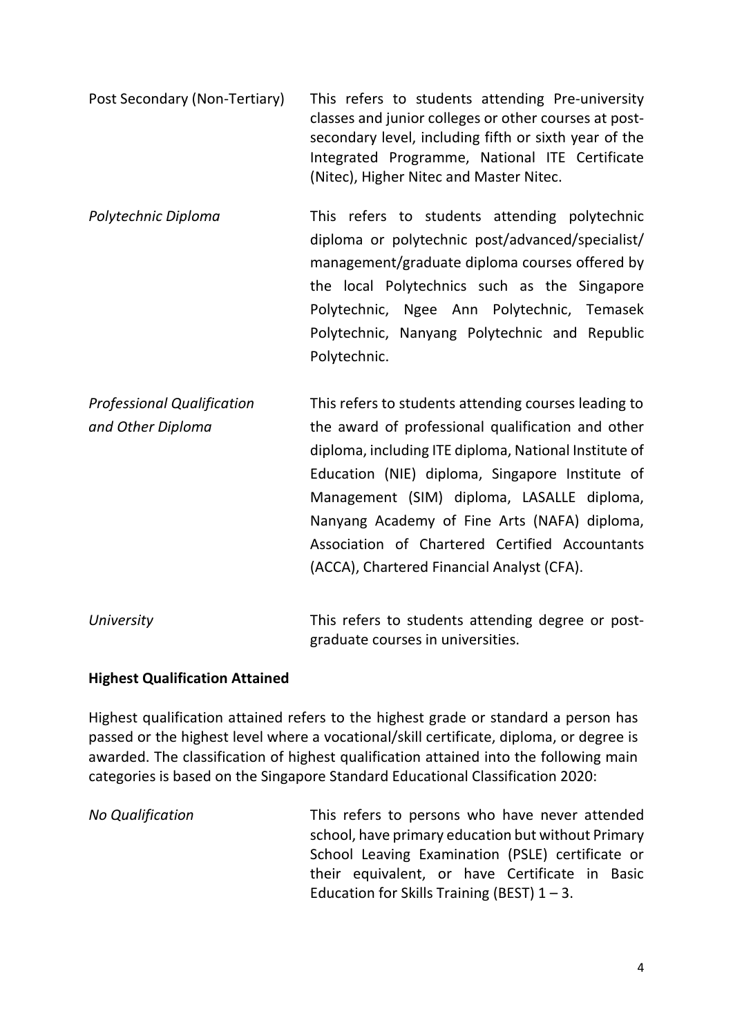Post Secondary (Non-Tertiary) — This refers to students attending Pre-university classes and junior colleges or other courses at post-secondary level, including fifth or sixth year of the Integrated Programme, National ITE Certificate (Nitec), Higher Nitec and Master Nitec.

*Polytechnic Diploma* — This refers to students attending polytechnic diploma or polytechnic post/advanced/specialist/ management/graduate diploma courses offered by the local Polytechnics such as the Singapore Polytechnic, Ngee Ann Polytechnic, Temasek Polytechnic, Nanyang Polytechnic and Republic Polytechnic.

*Professional Qualification and Other Diploma* — This refers to students attending courses leading to the award of professional qualification and other diploma, including ITE diploma, National Institute of Education (NIE) diploma, Singapore Institute of Management (SIM) diploma, LASALLE diploma, Nanyang Academy of Fine Arts (NAFA) diploma, Association of Chartered Certified Accountants (ACCA), Chartered Financial Analyst (CFA).

*University* — This refers to students attending degree or post-graduate courses in universities.

**Highest Qualification Attained**

Highest qualification attained refers to the highest grade or standard a person has passed or the highest level where a vocational/skill certificate, diploma, or degree is awarded. The classification of highest qualification attained into the following main categories is based on the Singapore Standard Educational Classification 2020:

*No Qualification* — This refers to persons who have never attended school, have primary education but without Primary School Leaving Examination (PSLE) certificate or their equivalent, or have Certificate in Basic Education for Skills Training (BEST) 1 – 3.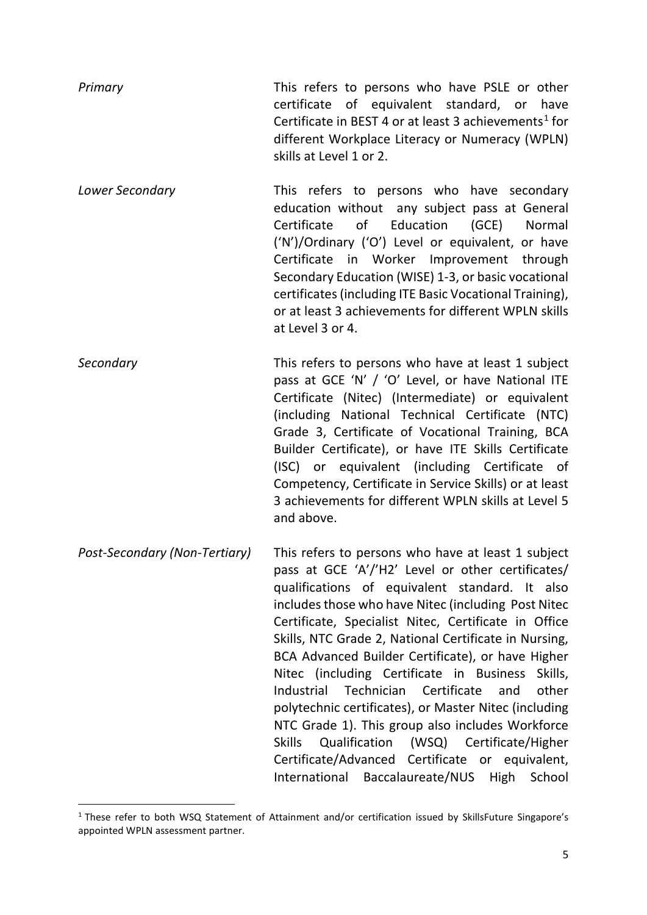*Primary*

This refers to persons who have PSLE or other certificate of equivalent standard, or have Certificate in BEST 4 or at least 3 achievements[1] for different Workplace Literacy or Numeracy (WPLN) skills at Level 1 or 2.

*Lower Secondary*

This refers to persons who have secondary education without any subject pass at General Certificate of Education (GCE) Normal ('N')/Ordinary ('O') Level or equivalent, or have Certificate in Worker Improvement through Secondary Education (WISE) 1-3, or basic vocational certificates (including ITE Basic Vocational Training), or at least 3 achievements for different WPLN skills at Level 3 or 4.

*Secondary*

This refers to persons who have at least 1 subject pass at GCE 'N' / 'O' Level, or have National ITE Certificate (Nitec) (Intermediate) or equivalent (including National Technical Certificate (NTC) Grade 3, Certificate of Vocational Training, BCA Builder Certificate), or have ITE Skills Certificate (ISC) or equivalent (including Certificate of Competency, Certificate in Service Skills) or at least 3 achievements for different WPLN skills at Level 5 and above.

*Post-Secondary (Non-Tertiary)*

This refers to persons who have at least 1 subject pass at GCE 'A'/'H2' Level or other certificates/ qualifications of equivalent standard. It also includes those who have Nitec (including Post Nitec Certificate, Specialist Nitec, Certificate in Office Skills, NTC Grade 2, National Certificate in Nursing, BCA Advanced Builder Certificate), or have Higher Nitec (including Certificate in Business Skills, Industrial Technician Certificate and other polytechnic certificates), or Master Nitec (including NTC Grade 1). This group also includes Workforce Skills Qualification (WSQ) Certificate/Higher Certificate/Advanced Certificate or equivalent, International Baccalaureate/NUS High School

---

[1] These refer to both WSQ Statement of Attainment and/or certification issued by SkillsFuture Singapore's appointed WPLN assessment partner.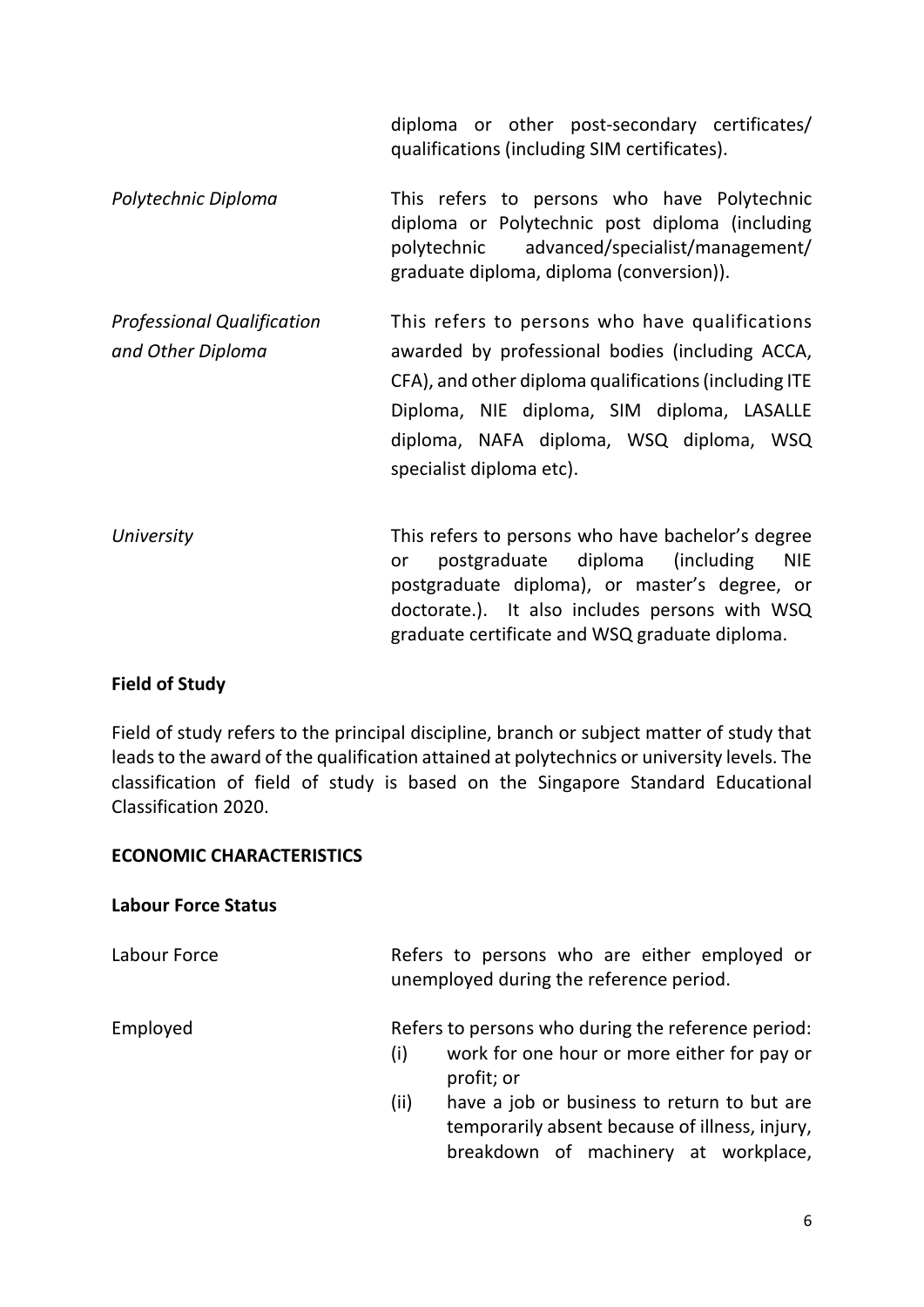diploma or other post-secondary certificates/ qualifications (including SIM certificates).

| | |
|---|---|
| *Polytechnic Diploma* | This refers to persons who have Polytechnic diploma or Polytechnic post diploma (including polytechnic advanced/specialist/management/ graduate diploma, diploma (conversion)). |
| *Professional Qualification and Other Diploma* | This refers to persons who have qualifications awarded by professional bodies (including ACCA, CFA), and other diploma qualifications (including ITE Diploma, NIE diploma, SIM diploma, LASALLE diploma, NAFA diploma, WSQ diploma, WSQ specialist diploma etc). |
| *University* | This refers to persons who have bachelor's degree or postgraduate diploma (including NIE postgraduate diploma), or master's degree, or doctorate.). It also includes persons with WSQ graduate certificate and WSQ graduate diploma. |

**Field of Study**

Field of study refers to the principal discipline, branch or subject matter of study that leads to the award of the qualification attained at polytechnics or university levels. The classification of field of study is based on the Singapore Standard Educational Classification 2020.

**ECONOMIC CHARACTERISTICS**

**Labour Force Status**

Labour Force — Refers to persons who are either employed or unemployed during the reference period.

Employed — Refers to persons who during the reference period:

(i) work for one hour or more either for pay or profit; or

(ii) have a job or business to return to but are temporarily absent because of illness, injury, breakdown of machinery at workplace,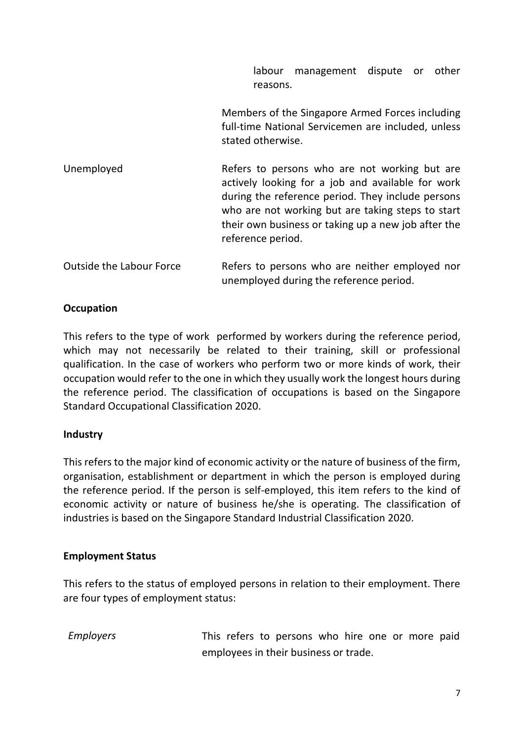labour management dispute or other reasons.

Members of the Singapore Armed Forces including full-time National Servicemen are included, unless stated otherwise.

| | |
|---|---|
| Unemployed | Refers to persons who are not working but are actively looking for a job and available for work during the reference period. They include persons who are not working but are taking steps to start their own business or taking up a new job after the reference period. |
| Outside the Labour Force | Refers to persons who are neither employed nor unemployed during the reference period. |

**Occupation**

This refers to the type of work performed by workers during the reference period, which may not necessarily be related to their training, skill or professional qualification. In the case of workers who perform two or more kinds of work, their occupation would refer to the one in which they usually work the longest hours during the reference period. The classification of occupations is based on the Singapore Standard Occupational Classification 2020.

**Industry**

This refers to the major kind of economic activity or the nature of business of the firm, organisation, establishment or department in which the person is employed during the reference period. If the person is self-employed, this item refers to the kind of economic activity or nature of business he/she is operating. The classification of industries is based on the Singapore Standard Industrial Classification 2020.

**Employment Status**

This refers to the status of employed persons in relation to their employment. There are four types of employment status:

| | |
|---|---|
| *Employers* | This refers to persons who hire one or more paid employees in their business or trade. |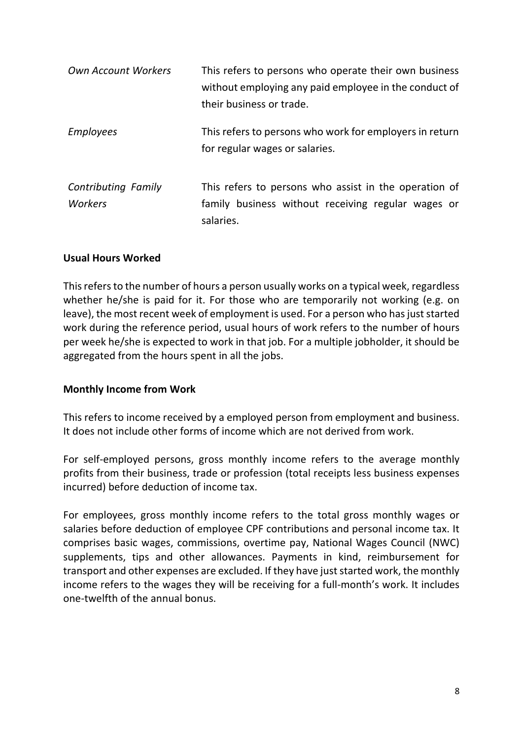| | |
|---|---|
| *Own Account Workers* | This refers to persons who operate their own business without employing any paid employee in the conduct of their business or trade. |
| *Employees* | This refers to persons who work for employers in return for regular wages or salaries. |
| *Contributing Family Workers* | This refers to persons who assist in the operation of family business without receiving regular wages or salaries. |

**Usual Hours Worked**

This refers to the number of hours a person usually works on a typical week, regardless whether he/she is paid for it. For those who are temporarily not working (e.g. on leave), the most recent week of employment is used. For a person who has just started work during the reference period, usual hours of work refers to the number of hours per week he/she is expected to work in that job. For a multiple jobholder, it should be aggregated from the hours spent in all the jobs.

**Monthly Income from Work**

This refers to income received by a employed person from employment and business. It does not include other forms of income which are not derived from work.

For self-employed persons, gross monthly income refers to the average monthly profits from their business, trade or profession (total receipts less business expenses incurred) before deduction of income tax.

For employees, gross monthly income refers to the total gross monthly wages or salaries before deduction of employee CPF contributions and personal income tax. It comprises basic wages, commissions, overtime pay, National Wages Council (NWC) supplements, tips and other allowances. Payments in kind, reimbursement for transport and other expenses are excluded. If they have just started work, the monthly income refers to the wages they will be receiving for a full-month's work. It includes one-twelfth of the annual bonus.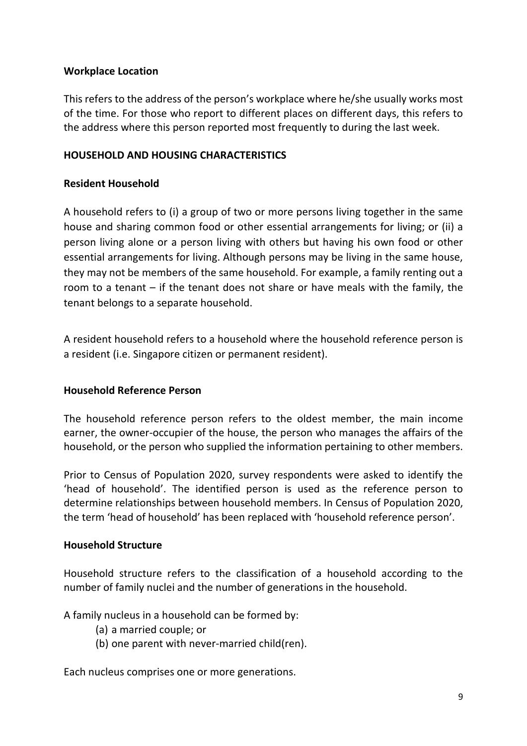**Workplace Location**

This refers to the address of the person's workplace where he/she usually works most of the time. For those who report to different places on different days, this refers to the address where this person reported most frequently to during the last week.

**HOUSEHOLD AND HOUSING CHARACTERISTICS**

**Resident Household**

A household refers to (i) a group of two or more persons living together in the same house and sharing common food or other essential arrangements for living; or (ii) a person living alone or a person living with others but having his own food or other essential arrangements for living. Although persons may be living in the same house, they may not be members of the same household. For example, a family renting out a room to a tenant – if the tenant does not share or have meals with the family, the tenant belongs to a separate household.

A resident household refers to a household where the household reference person is a resident (i.e. Singapore citizen or permanent resident).

**Household Reference Person**

The household reference person refers to the oldest member, the main income earner, the owner-occupier of the house, the person who manages the affairs of the household, or the person who supplied the information pertaining to other members.

Prior to Census of Population 2020, survey respondents were asked to identify the 'head of household'. The identified person is used as the reference person to determine relationships between household members. In Census of Population 2020, the term 'head of household' has been replaced with 'household reference person'.

**Household Structure**

Household structure refers to the classification of a household according to the number of family nuclei and the number of generations in the household.

A family nucleus in a household can be formed by:

(a) a married couple; or
(b) one parent with never-married child(ren).

Each nucleus comprises one or more generations.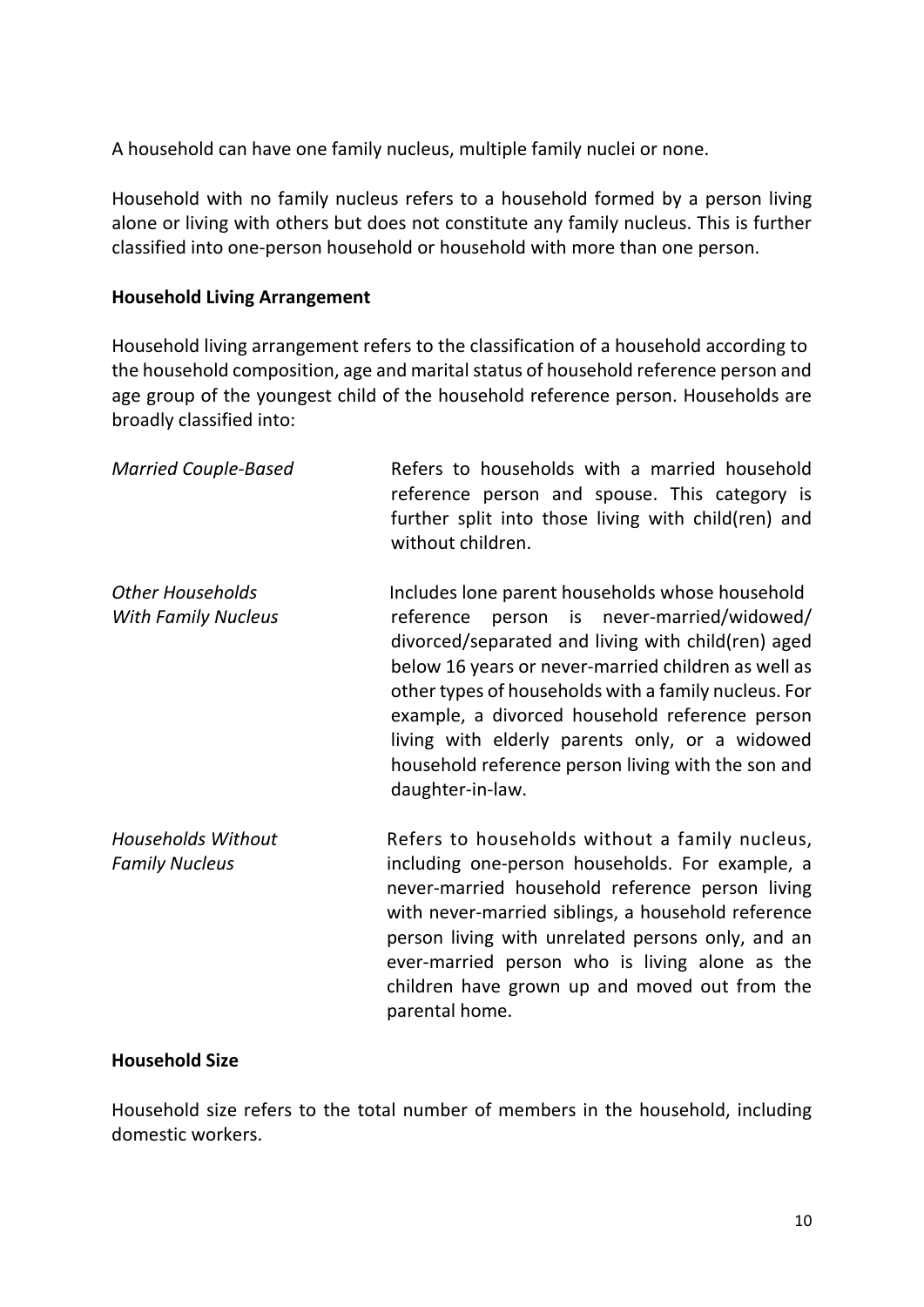A household can have one family nucleus, multiple family nuclei or none.

Household with no family nucleus refers to a household formed by a person living alone or living with others but does not constitute any family nucleus. This is further classified into one-person household or household with more than one person.

**Household Living Arrangement**

Household living arrangement refers to the classification of a household according to the household composition, age and marital status of household reference person and age group of the youngest child of the household reference person. Households are broadly classified into:

| | |
|---|---|
| *Married Couple-Based* | Refers to households with a married household reference person and spouse. This category is further split into those living with child(ren) and without children. |
| *Other Households With Family Nucleus* | Includes lone parent households whose household reference person is never-married/widowed/divorced/separated and living with child(ren) aged below 16 years or never-married children as well as other types of households with a family nucleus. For example, a divorced household reference person living with elderly parents only, or a widowed household reference person living with the son and daughter-in-law. |
| *Households Without Family Nucleus* | Refers to households without a family nucleus, including one-person households. For example, a never-married household reference person living with never-married siblings, a household reference person living with unrelated persons only, and an ever-married person who is living alone as the children have grown up and moved out from the parental home. |

**Household Size**

Household size refers to the total number of members in the household, including domestic workers.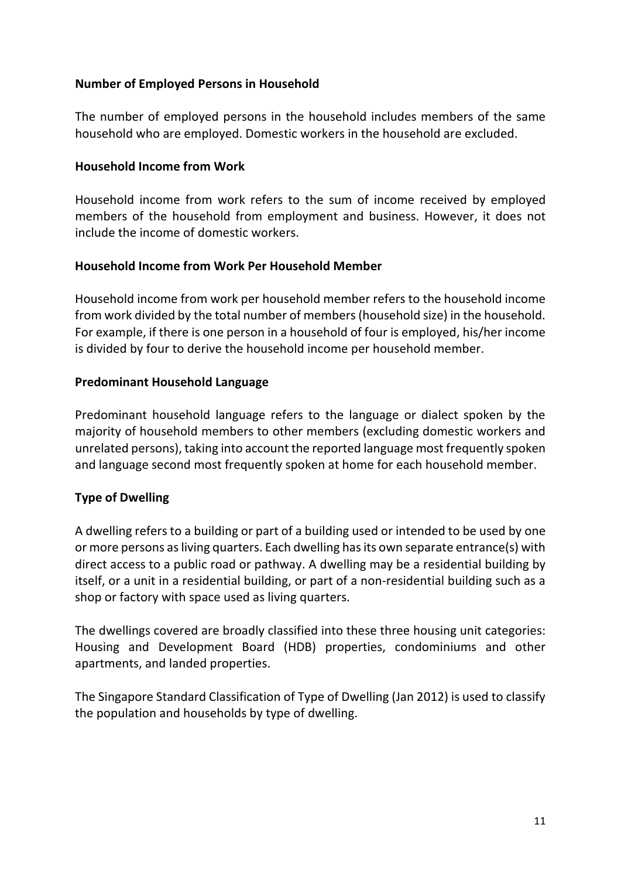**Number of Employed Persons in Household**

The number of employed persons in the household includes members of the same household who are employed. Domestic workers in the household are excluded.

**Household Income from Work**

Household income from work refers to the sum of income received by employed members of the household from employment and business. However, it does not include the income of domestic workers.

**Household Income from Work Per Household Member**

Household income from work per household member refers to the household income from work divided by the total number of members (household size) in the household. For example, if there is one person in a household of four is employed, his/her income is divided by four to derive the household income per household member.

**Predominant Household Language**

Predominant household language refers to the language or dialect spoken by the majority of household members to other members (excluding domestic workers and unrelated persons), taking into account the reported language most frequently spoken and language second most frequently spoken at home for each household member.

**Type of Dwelling**

A dwelling refers to a building or part of a building used or intended to be used by one or more persons as living quarters. Each dwelling has its own separate entrance(s) with direct access to a public road or pathway. A dwelling may be a residential building by itself, or a unit in a residential building, or part of a non-residential building such as a shop or factory with space used as living quarters.

The dwellings covered are broadly classified into these three housing unit categories: Housing and Development Board (HDB) properties, condominiums and other apartments, and landed properties.

The Singapore Standard Classification of Type of Dwelling (Jan 2012) is used to classify the population and households by type of dwelling.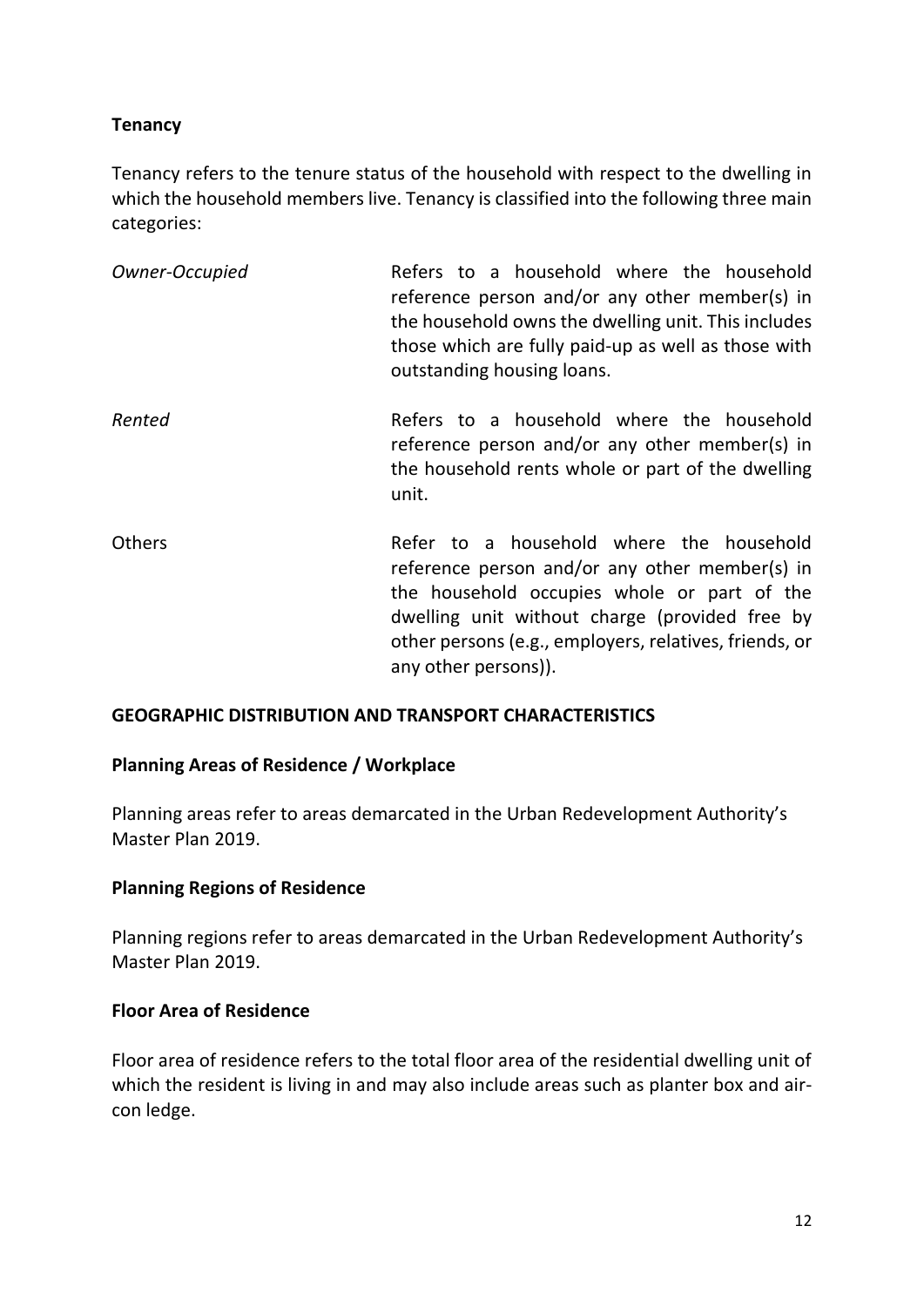**Tenancy**

Tenancy refers to the tenure status of the household with respect to the dwelling in which the household members live. Tenancy is classified into the following three main categories:

| | |
|---|---|
| *Owner-Occupied* | Refers to a household where the household reference person and/or any other member(s) in the household owns the dwelling unit. This includes those which are fully paid-up as well as those with outstanding housing loans. |
| *Rented* | Refers to a household where the household reference person and/or any other member(s) in the household rents whole or part of the dwelling unit. |
| Others | Refer to a household where the household reference person and/or any other member(s) in the household occupies whole or part of the dwelling unit without charge (provided free by other persons (e.g., employers, relatives, friends, or any other persons)). |

## GEOGRAPHIC DISTRIBUTION AND TRANSPORT CHARACTERISTICS

**Planning Areas of Residence / Workplace**

Planning areas refer to areas demarcated in the Urban Redevelopment Authority's Master Plan 2019.

**Planning Regions of Residence**

Planning regions refer to areas demarcated in the Urban Redevelopment Authority's Master Plan 2019.

**Floor Area of Residence**

Floor area of residence refers to the total floor area of the residential dwelling unit of which the resident is living in and may also include areas such as planter box and air-con ledge.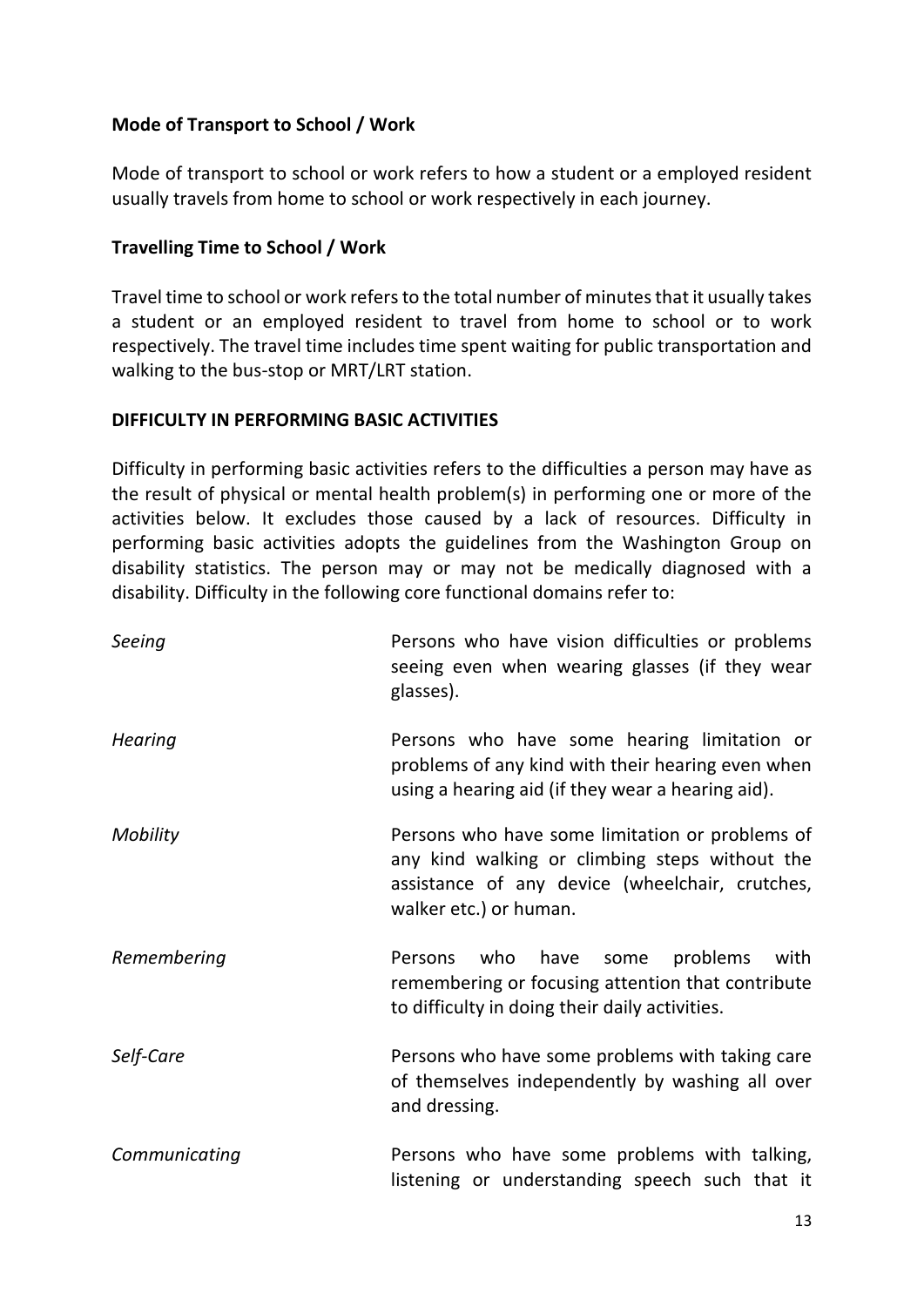**Mode of Transport to School / Work**

Mode of transport to school or work refers to how a student or a employed resident usually travels from home to school or work respectively in each journey.

**Travelling Time to School / Work**

Travel time to school or work refers to the total number of minutes that it usually takes a student or an employed resident to travel from home to school or to work respectively. The travel time includes time spent waiting for public transportation and walking to the bus-stop or MRT/LRT station.

**DIFFICULTY IN PERFORMING BASIC ACTIVITIES**

Difficulty in performing basic activities refers to the difficulties a person may have as the result of physical or mental health problem(s) in performing one or more of the activities below. It excludes those caused by a lack of resources. Difficulty in performing basic activities adopts the guidelines from the Washington Group on disability statistics. The person may or may not be medically diagnosed with a disability. Difficulty in the following core functional domains refer to:

*Seeing* — Persons who have vision difficulties or problems seeing even when wearing glasses (if they wear glasses).

*Hearing* — Persons who have some hearing limitation or problems of any kind with their hearing even when using a hearing aid (if they wear a hearing aid).

*Mobility* — Persons who have some limitation or problems of any kind walking or climbing steps without the assistance of any device (wheelchair, crutches, walker etc.) or human.

*Remembering* — Persons who have some problems with remembering or focusing attention that contribute to difficulty in doing their daily activities.

*Self-Care* — Persons who have some problems with taking care of themselves independently by washing all over and dressing.

*Communicating* — Persons who have some problems with talking, listening or understanding speech such that it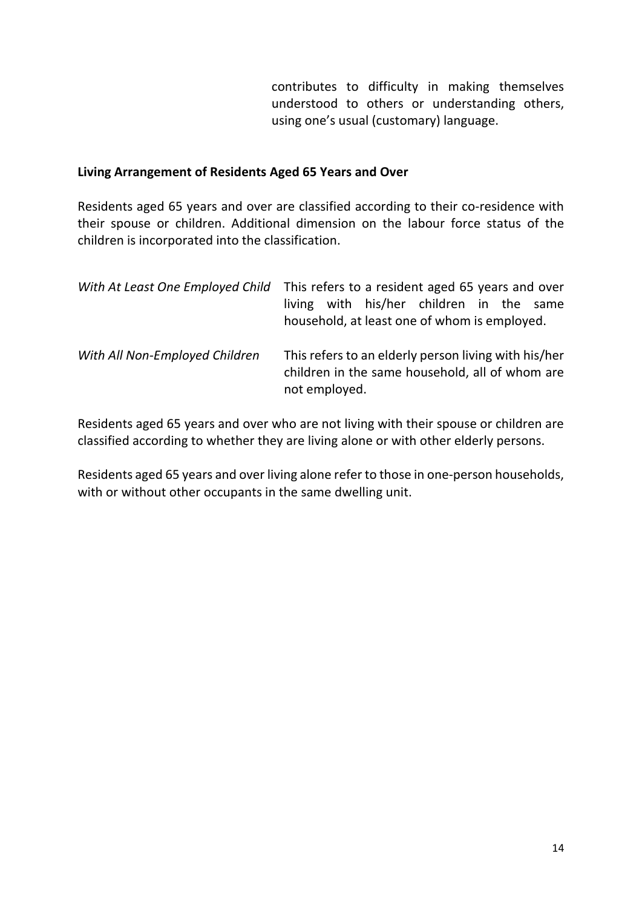contributes to difficulty in making themselves understood to others or understanding others, using one's usual (customary) language.

**Living Arrangement of Residents Aged 65 Years and Over**

Residents aged 65 years and over are classified according to their co-residence with their spouse or children. Additional dimension on the labour force status of the children is incorporated into the classification.

| | |
|---|---|
| *With At Least One Employed Child* | This refers to a resident aged 65 years and over living with his/her children in the same household, at least one of whom is employed. |
| *With All Non-Employed Children* | This refers to an elderly person living with his/her children in the same household, all of whom are not employed. |

Residents aged 65 years and over who are not living with their spouse or children are classified according to whether they are living alone or with other elderly persons.

Residents aged 65 years and over living alone refer to those in one-person households, with or without other occupants in the same dwelling unit.